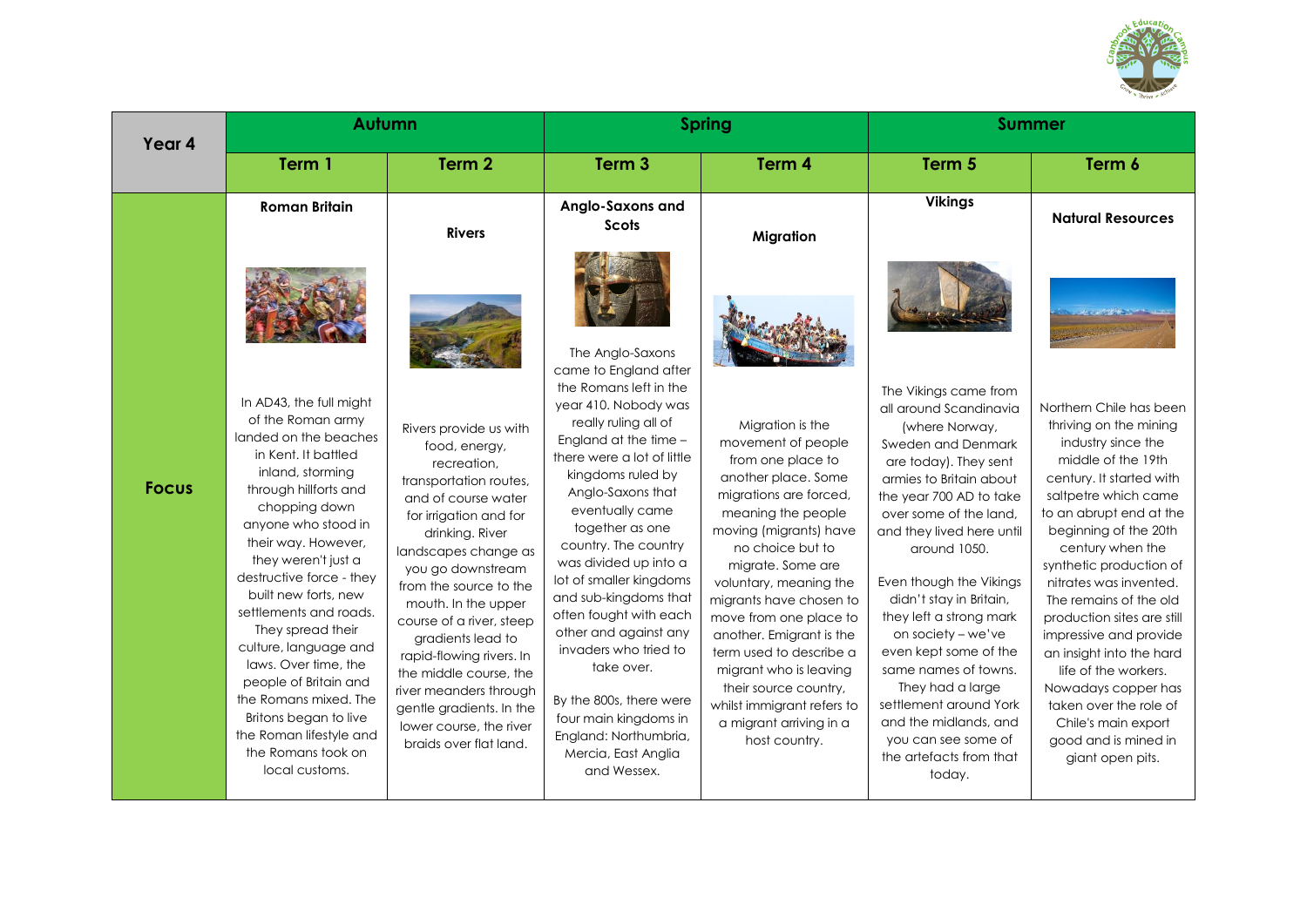| Year 4 | Autumn | | Spring | | Summer | |
|---|---|---|---|---|---|---|
| | Term 1 | Term 2 | Term 3 | Term 4 | Term 5 | Term 6 |
| Focus | **Roman Britain**<br><br>In AD43, the full might of the Roman army landed on the beaches in Kent. It battled inland, storming through hillforts and chopping down anyone who stood in their way. However, they weren't just a destructive force - they built new forts, new settlements and roads. They spread their culture, language and laws. Over time, the people of Britain and the Romans mixed. The Britons began to live the Roman lifestyle and the Romans took on local customs. | **Rivers**<br><br>Rivers provide us with food, energy, recreation, transportation routes, and of course water for irrigation and for drinking. River landscapes change as you go downstream from the source to the mouth. In the upper course of a river, steep gradients lead to rapid-flowing rivers. In the middle course, the river meanders through gentle gradients. In the lower course, the river braids over flat land. | **Anglo-Saxons and Scots**<br><br>The Anglo-Saxons came to England after the Romans left in the year 410. Nobody was really ruling all of England at the time – there were a lot of little kingdoms ruled by Anglo-Saxons that eventually came together as one country. The country was divided up into a lot of smaller kingdoms and sub-kingdoms that often fought with each other and against any invaders who tried to take over.<br><br>By the 800s, there were four main kingdoms in England: Northumbria, Mercia, East Anglia and Wessex. | **Migration**<br><br>Migration is the movement of people from one place to another place. Some migrations are forced, meaning the people moving (migrants) have no choice but to migrate. Some are voluntary, meaning the migrants have chosen to move from one place to another. Emigrant is the term used to describe a migrant who is leaving their source country, whilst immigrant refers to a migrant arriving in a host country. | **Vikings**<br><br>The Vikings came from all around Scandinavia (where Norway, Sweden and Denmark are today). They sent armies to Britain about the year 700 AD to take over some of the land, and they lived here until around 1050.<br><br>Even though the Vikings didn't stay in Britain, they left a strong mark on society – we've even kept some of the same names of towns. They had a large settlement around York and the midlands, and you can see some of the artefacts from that today. | **Natural Resources**<br><br>Northern Chile has been thriving on the mining industry since the middle of the 19th century. It started with saltpetre which came to an abrupt end at the beginning of the 20th century when the synthetic production of nitrates was invented. The remains of the old production sites are still impressive and provide an insight into the hard life of the workers. Nowadays copper has taken over the role of Chile's main export good and is mined in giant open pits. |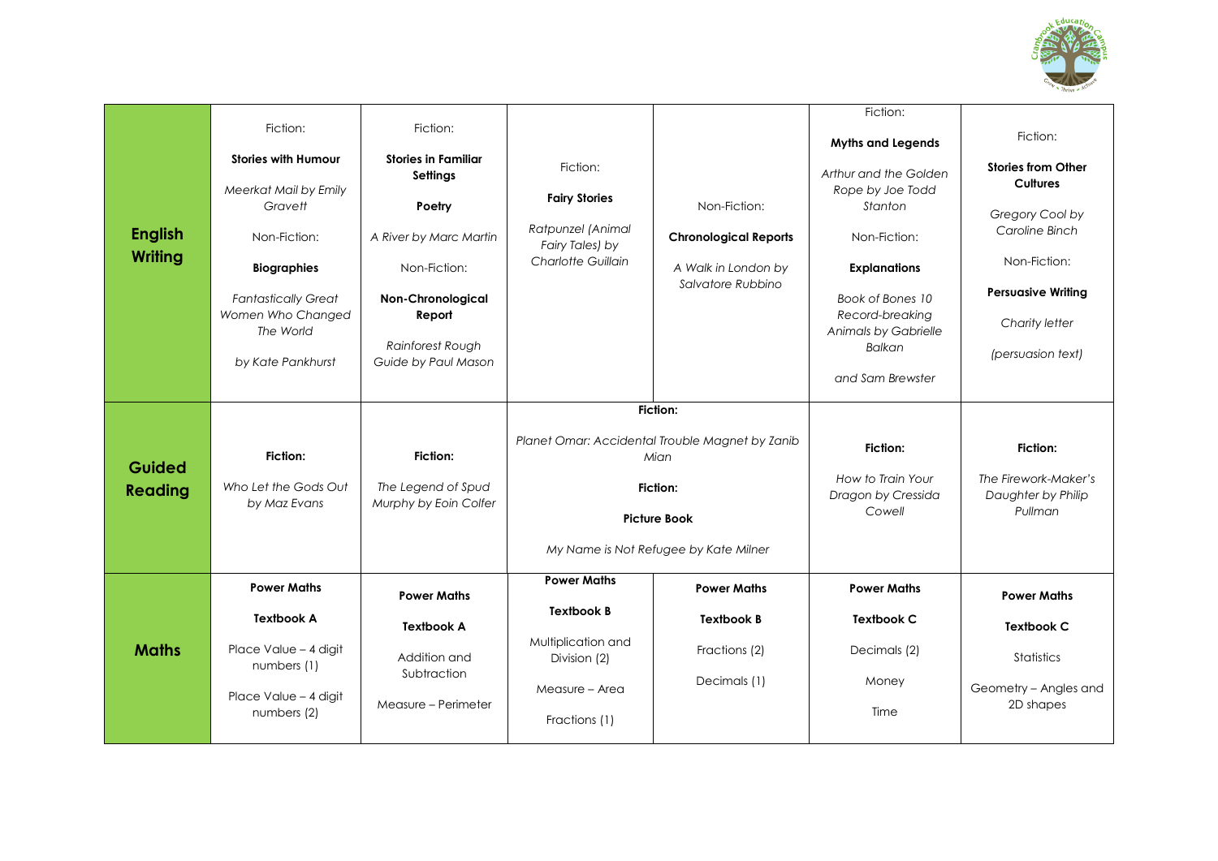| | | | | | | |
|---|---|---|---|---|---|---|
| **English Writing** | Fiction:<br><br>**Stories with Humour**<br><br>*Meerkat Mail by Emily Gravett*<br><br>Non-Fiction:<br><br>**Biographies**<br><br>*Fantastically Great Women Who Changed The World*<br><br>*by Kate Pankhurst* | Fiction:<br><br>**Stories in Familiar Settings**<br><br>**Poetry**<br><br>*A River by Marc Martin*<br><br>Non-Fiction:<br><br>**Non-Chronological Report**<br><br>*Rainforest Rough Guide by Paul Mason* | Fiction:<br><br>**Fairy Stories**<br><br>*Ratpunzel (Animal Fairy Tales) by Charlotte Guillain* | Non-Fiction:<br><br>**Chronological Reports**<br><br>*A Walk in London by Salvatore Rubbino* | Fiction:<br><br>**Myths and Legends**<br><br>*Arthur and the Golden Rope by Joe Todd Stanton*<br><br>Non-Fiction:<br><br>**Explanations**<br><br>*Book of Bones 10 Record-breaking Animals by Gabrielle Balkan*<br><br>*and Sam Brewster* | Fiction:<br><br>**Stories from Other Cultures**<br><br>*Gregory Cool by Caroline Binch*<br><br>Non-Fiction:<br><br>**Persuasive Writing**<br><br>*Charity letter*<br><br>*(persuasion text)* |
| **Guided Reading** | **Fiction:**<br><br>*Who Let the Gods Out by Maz Evans* | **Fiction:**<br><br>*The Legend of Spud Murphy by Eoin Colfer* | **Fiction:**<br><br>*Planet Omar: Accidental Trouble Magnet by Zanib Mian*<br><br>**Fiction:**<br><br>**Picture Book**<br><br>*My Name is Not Refugee by Kate Milner* | | **Fiction:**<br><br>*How to Train Your Dragon by Cressida Cowell* | **Fiction:**<br><br>*The Firework-Maker's Daughter by Philip Pullman* |
| **Maths** | **Power Maths**<br><br>**Textbook A**<br><br>Place Value – 4 digit numbers (1)<br><br>Place Value – 4 digit numbers (2) | **Power Maths**<br><br>**Textbook A**<br><br>Addition and Subtraction<br><br>Measure – Perimeter | **Power Maths**<br><br>**Textbook B**<br><br>Multiplication and Division (2)<br><br>Measure – Area<br><br>Fractions (1) | **Power Maths**<br><br>**Textbook B**<br><br>Fractions (2)<br><br>Decimals (1) | **Power Maths**<br><br>**Textbook C**<br><br>Decimals (2)<br><br>Money<br><br>Time | **Power Maths**<br><br>**Textbook C**<br><br>Statistics<br><br>Geometry – Angles and 2D shapes |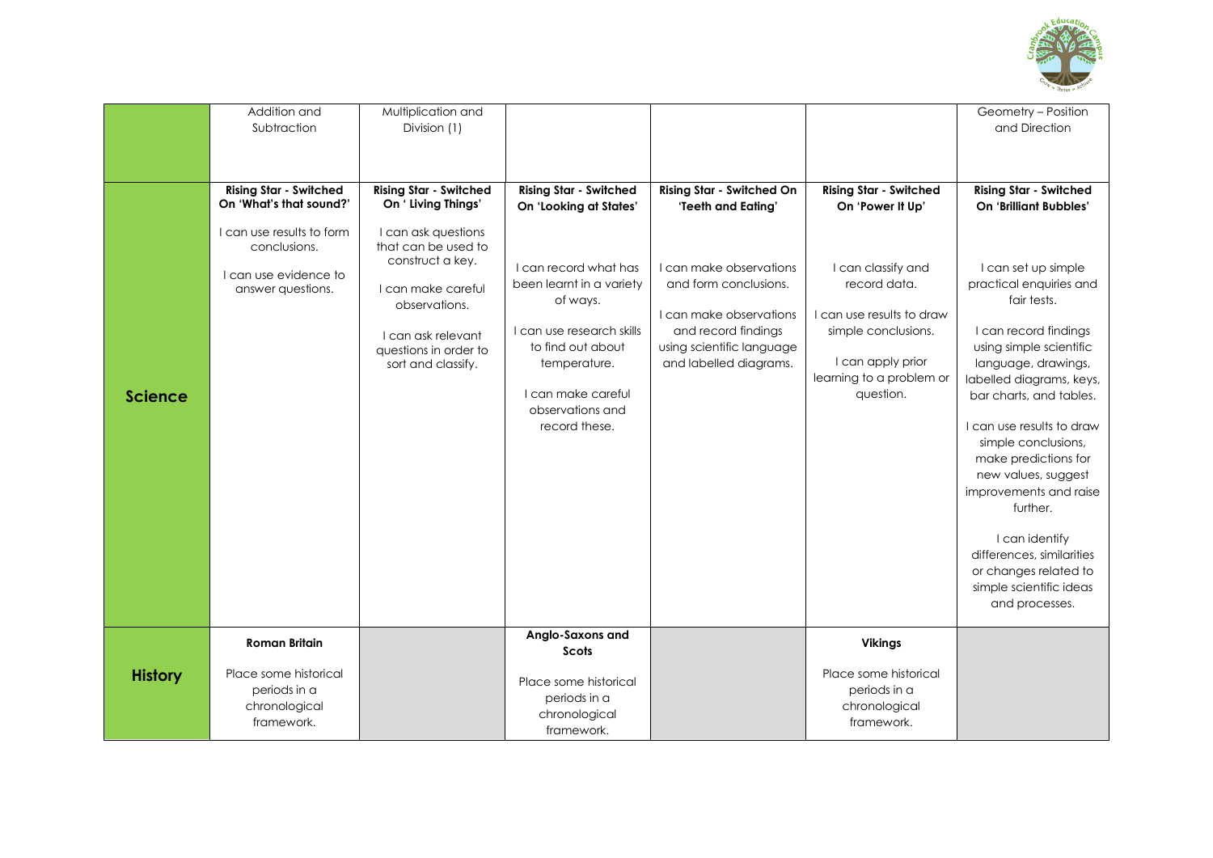| | | | | | | |
|---|---|---|---|---|---|---|
| | Addition and Subtraction | Multiplication and Division (1) | | | | Geometry – Position and Direction |
| **Science** | **Rising Star - Switched On 'What's that sound?'**<br><br>I can use results to form conclusions.<br><br>I can use evidence to answer questions. | **Rising Star - Switched On ' Living Things'**<br><br>I can ask questions that can be used to construct a key.<br><br>I can make careful observations.<br><br>I can ask relevant questions in order to sort and classify. | **Rising Star - Switched On 'Looking at States'**<br><br>I can record what has been learnt in a variety of ways.<br><br>I can use research skills to find out about temperature.<br><br>I can make careful observations and record these. | **Rising Star - Switched On 'Teeth and Eating'**<br><br>I can make observations and form conclusions.<br><br>I can make observations and record findings using scientific language and labelled diagrams. | **Rising Star - Switched On 'Power It Up'**<br><br>I can classify and record data.<br><br>I can use results to draw simple conclusions.<br><br>I can apply prior learning to a problem or question. | **Rising Star - Switched On 'Brilliant Bubbles'**<br><br>I can set up simple practical enquiries and fair tests.<br><br>I can record findings using simple scientific language, drawings, labelled diagrams, keys, bar charts, and tables.<br><br>I can use results to draw simple conclusions, make predictions for new values, suggest improvements and raise further.<br><br>I can identify differences, similarities or changes related to simple scientific ideas and processes. |
| **History** | **Roman Britain**<br><br>Place some historical periods in a chronological framework. | | **Anglo-Saxons and Scots**<br><br>Place some historical periods in a chronological framework. | | **Vikings**<br><br>Place some historical periods in a chronological framework. | |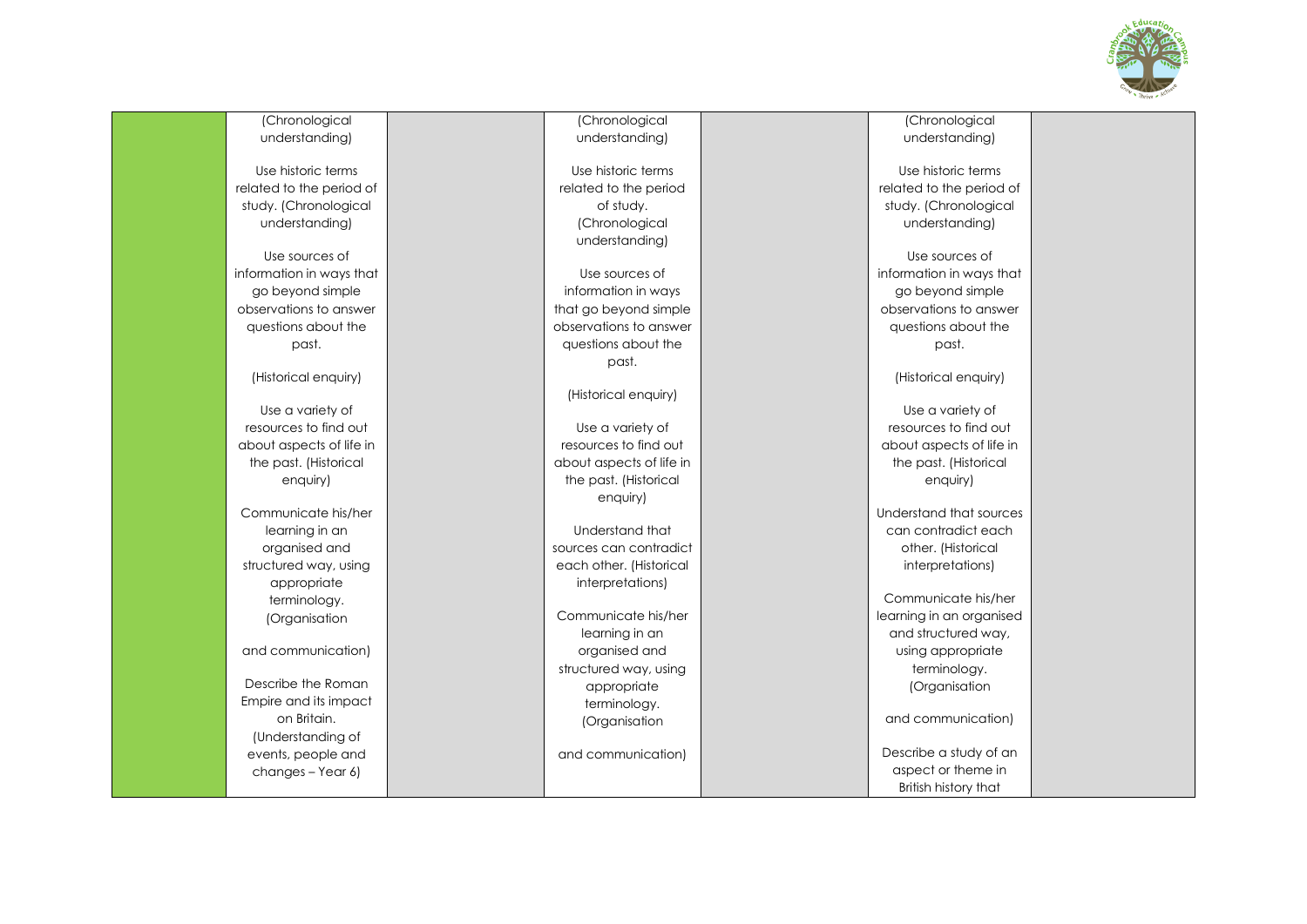| | | | | | | |
|---|---|---|---|---|---|---|
| | (Chronological understanding)<br><br>Use historic terms related to the period of study. (Chronological understanding)<br><br>Use sources of information in ways that go beyond simple observations to answer questions about the past.<br><br>(Historical enquiry)<br><br>Use a variety of resources to find out about aspects of life in the past. (Historical enquiry)<br><br>Communicate his/her learning in an organised and structured way, using appropriate terminology. (Organisation<br><br>and communication)<br><br>Describe the Roman Empire and its impact on Britain. (Understanding of events, people and changes – Year 6) | | (Chronological understanding)<br><br>Use historic terms related to the period of study. (Chronological understanding)<br><br>Use sources of information in ways that go beyond simple observations to answer questions about the past.<br><br>(Historical enquiry)<br><br>Use a variety of resources to find out about aspects of life in the past. (Historical enquiry)<br><br>Understand that sources can contradict each other. (Historical interpretations)<br><br>Communicate his/her learning in an organised and structured way, using appropriate terminology. (Organisation<br><br>and communication) | | (Chronological understanding)<br><br>Use historic terms related to the period of study. (Chronological understanding)<br><br>Use sources of information in ways that go beyond simple observations to answer questions about the past.<br><br>(Historical enquiry)<br><br>Use a variety of resources to find out about aspects of life in the past. (Historical enquiry)<br><br>Understand that sources can contradict each other. (Historical interpretations)<br><br>Communicate his/her learning in an organised and structured way, using appropriate terminology. (Organisation<br><br>and communication)<br><br>Describe a study of an aspect or theme in British history that | |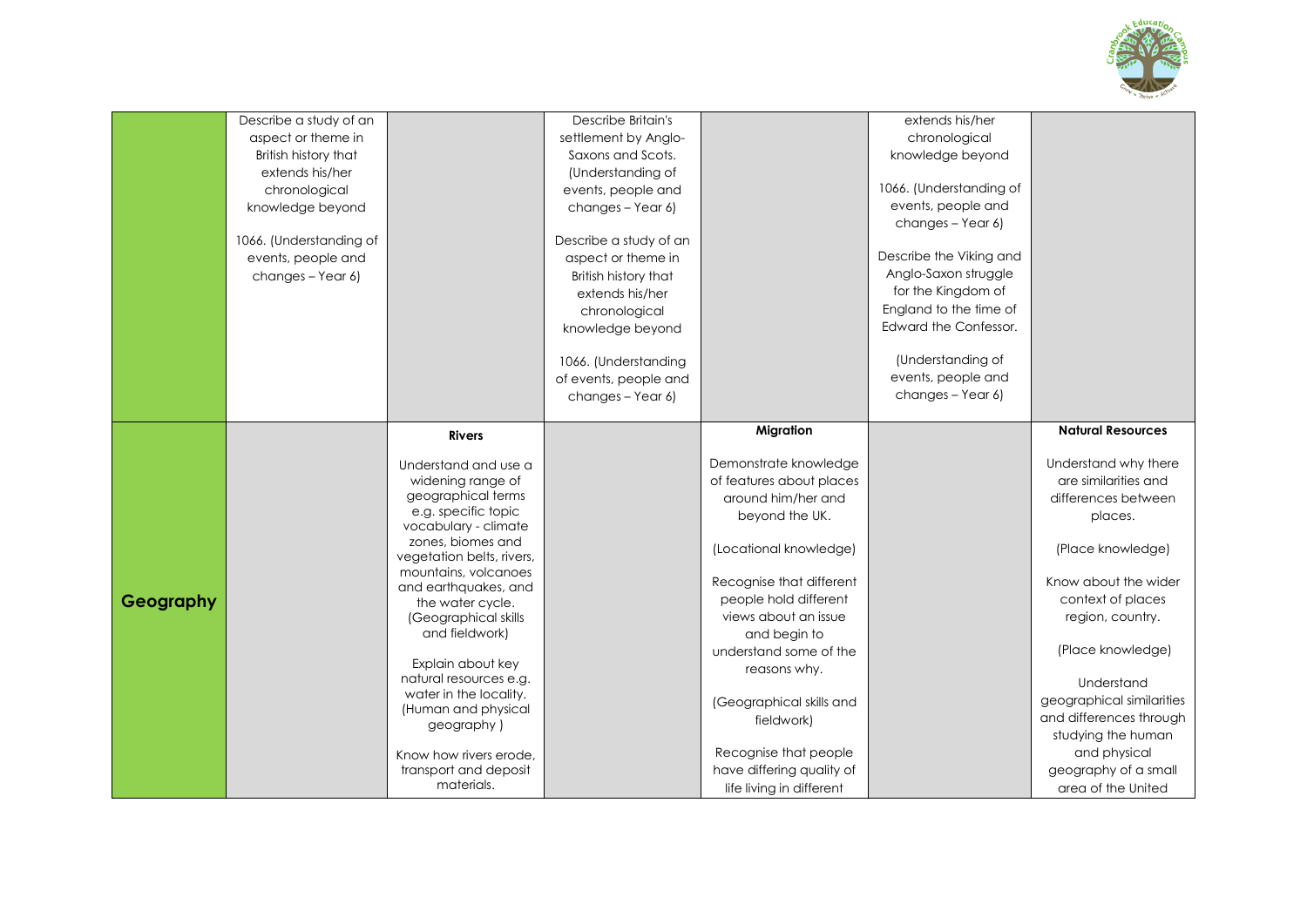| | | | | | | |
|---|---|---|---|---|---|---|
| | Describe a study of an aspect or theme in British history that extends his/her chronological knowledge beyond 1066. (Understanding of events, people and changes – Year 6) | | Describe Britain's settlement by Anglo-Saxons and Scots. (Understanding of events, people and changes – Year 6)<br><br>Describe a study of an aspect or theme in British history that extends his/her chronological knowledge beyond 1066. (Understanding of events, people and changes – Year 6) | | extends his/her chronological knowledge beyond 1066. (Understanding of events, people and changes – Year 6)<br><br>Describe the Viking and Anglo-Saxon struggle for the Kingdom of England to the time of Edward the Confessor.<br><br>(Understanding of events, people and changes – Year 6) | |
| **Geography** | | **Rivers**<br><br>Understand and use a widening range of geographical terms e.g. specific topic vocabulary - climate zones, biomes and vegetation belts, rivers, mountains, volcanoes and earthquakes, and the water cycle. (Geographical skills and fieldwork)<br><br>Explain about key natural resources e.g. water in the locality. (Human and physical geography )<br><br>Know how rivers erode, transport and deposit materials. | | **Migration**<br><br>Demonstrate knowledge of features about places around him/her and beyond the UK.<br><br>(Locational knowledge)<br><br>Recognise that different people hold different views about an issue and begin to understand some of the reasons why.<br><br>(Geographical skills and fieldwork)<br><br>Recognise that people have differing quality of life living in different | | **Natural Resources**<br><br>Understand why there are similarities and differences between places.<br><br>(Place knowledge)<br><br>Know about the wider context of places region, country.<br><br>(Place knowledge)<br><br>Understand geographical similarities and differences through studying the human and physical geography of a small area of the United |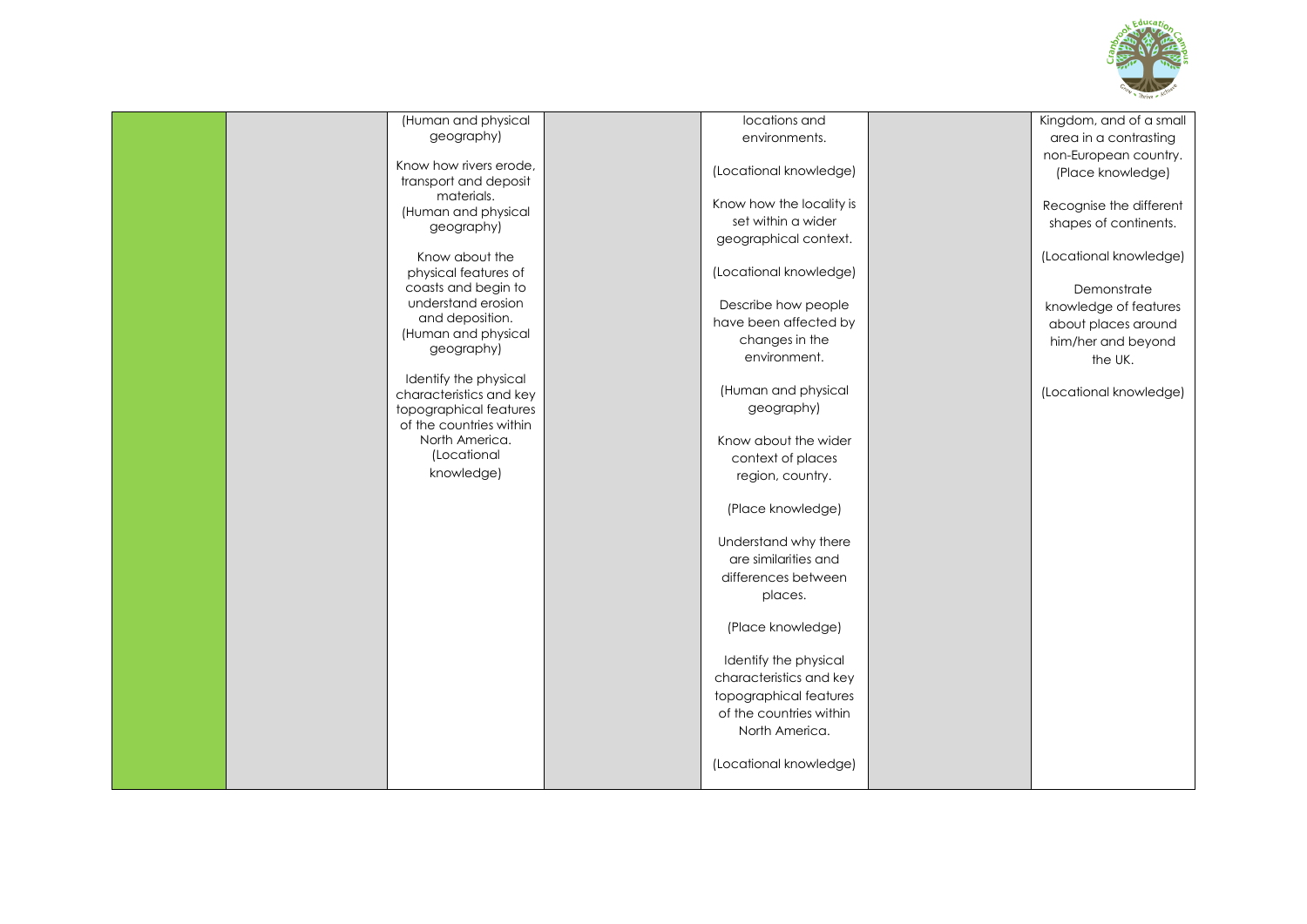| | | | | | | |
|---|---|---|---|---|---|---|
| | | (Human and physical geography)<br><br>Know how rivers erode, transport and deposit materials.<br>(Human and physical geography)<br><br>Know about the physical features of coasts and begin to understand erosion and deposition.<br>(Human and physical geography)<br><br>Identify the physical characteristics and key topographical features of the countries within North America.<br>(Locational knowledge) | | locations and environments.<br><br>(Locational knowledge)<br><br>Know how the locality is set within a wider geographical context.<br><br>(Locational knowledge)<br><br>Describe how people have been affected by changes in the environment.<br><br>(Human and physical geography)<br><br>Know about the wider context of places region, country.<br><br>(Place knowledge)<br><br>Understand why there are similarities and differences between places.<br><br>(Place knowledge)<br><br>Identify the physical characteristics and key topographical features of the countries within North America.<br><br>(Locational knowledge) | | Kingdom, and of a small area in a contrasting non-European country.<br>(Place knowledge)<br><br>Recognise the different shapes of continents.<br><br>(Locational knowledge)<br><br>Demonstrate knowledge of features about places around him/her and beyond the UK.<br><br>(Locational knowledge) |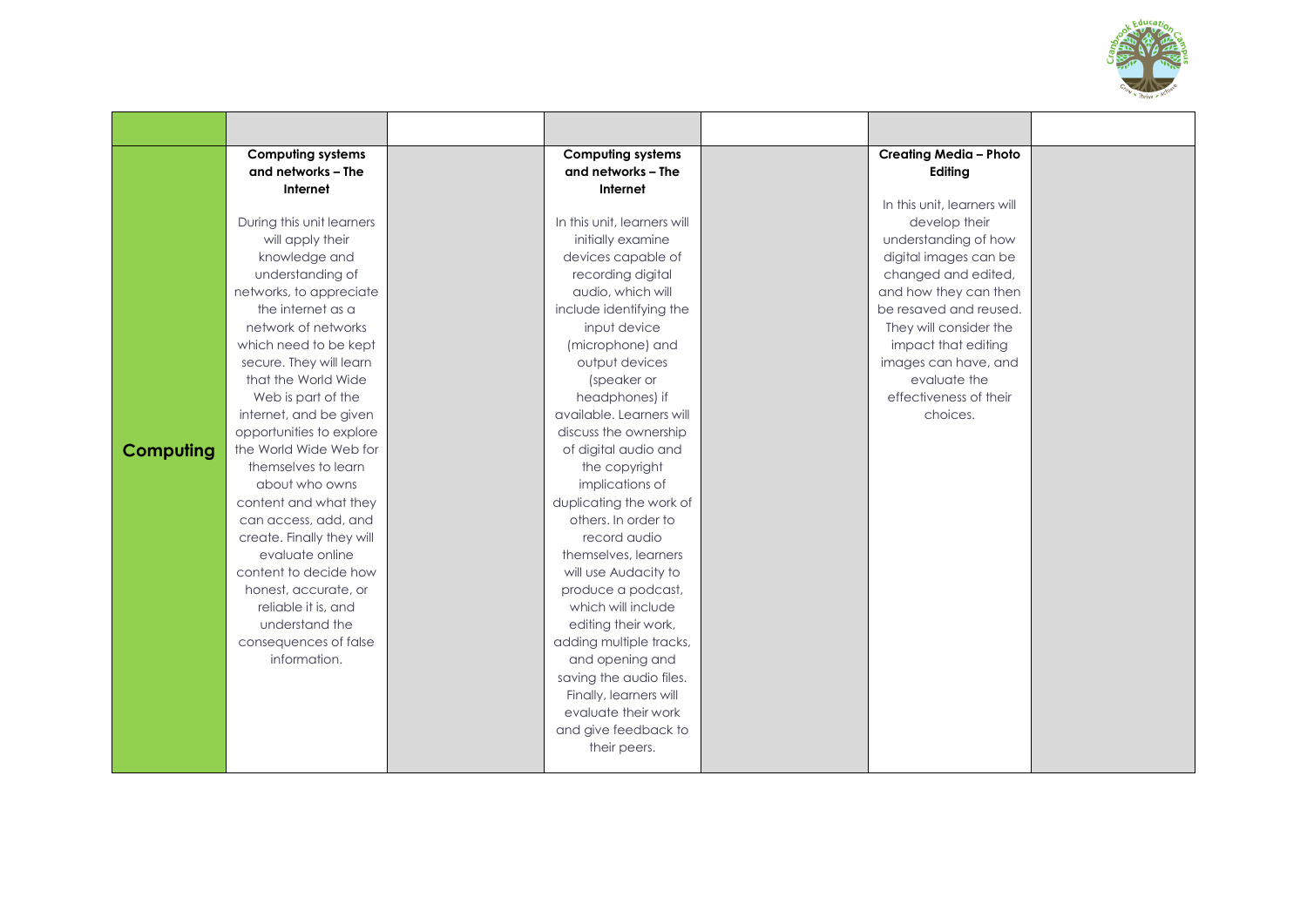| | | | | | | |
|---|---|---|---|---|---|---|
| **Computing** | **Computing systems and networks – The Internet**<br><br>During this unit learners will apply their knowledge and understanding of networks, to appreciate the internet as a network of networks which need to be kept secure. They will learn that the World Wide Web is part of the internet, and be given opportunities to explore the World Wide Web for themselves to learn about who owns content and what they can access, add, and create. Finally they will evaluate online content to decide how honest, accurate, or reliable it is, and understand the consequences of false information. | | **Computing systems and networks – The Internet**<br><br>In this unit, learners will initially examine devices capable of recording digital audio, which will include identifying the input device (microphone) and output devices (speaker or headphones) if available. Learners will discuss the ownership of digital audio and the copyright implications of duplicating the work of others. In order to record audio themselves, learners will use Audacity to produce a podcast, which will include editing their work, adding multiple tracks, and opening and saving the audio files. Finally, learners will evaluate their work and give feedback to their peers. | | **Creating Media – Photo Editing**<br><br>In this unit, learners will develop their understanding of how digital images can be changed and edited, and how they can then be resaved and reused. They will consider the impact that editing images can have, and evaluate the effectiveness of their choices. | |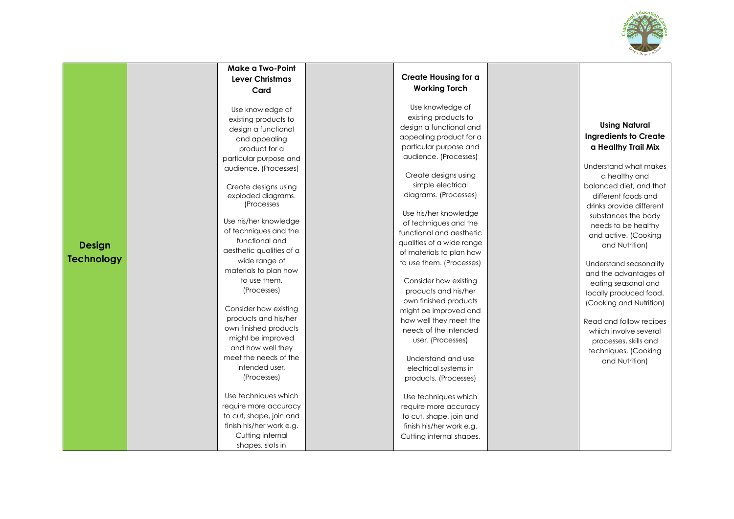| | | | | | | |
|---|---|---|---|---|---|---|
| **Design Technology** | | **Make a Two-Point Lever Christmas Card**<br><br>Use knowledge of existing products to design a functional and appealing product for a particular purpose and audience. (Processes)<br><br>Create designs using exploded diagrams. (Processes<br><br>Use his/her knowledge of techniques and the functional and aesthetic qualities of a wide range of materials to plan how to use them. (Processes)<br><br>Consider how existing products and his/her own finished products might be improved and how well they meet the needs of the intended user. (Processes)<br><br>Use techniques which require more accuracy to cut, shape, join and finish his/her work e.g. Cutting internal shapes, slots in | | **Create Housing for a Working Torch**<br><br>Use knowledge of existing products to design a functional and appealing product for a particular purpose and audience. (Processes)<br><br>Create designs using simple electrical diagrams. (Processes)<br><br>Use his/her knowledge of techniques and the functional and aesthetic qualities of a wide range of materials to plan how to use them. (Processes)<br><br>Consider how existing products and his/her own finished products might be improved and how well they meet the needs of the intended user. (Processes)<br><br>Understand and use electrical systems in products. (Processes)<br><br>Use techniques which require more accuracy to cut, shape, join and finish his/her work e.g. Cutting internal shapes, | | **Using Natural Ingredients to Create a Healthy Trail Mix**<br><br>Understand what makes a healthy and balanced diet, and that different foods and drinks provide different substances the body needs to be healthy and active. (Cooking and Nutrition)<br><br>Understand seasonality and the advantages of eating seasonal and locally produced food. (Cooking and Nutrition)<br><br>Read and follow recipes which involve several processes, skills and techniques. (Cooking and Nutrition) |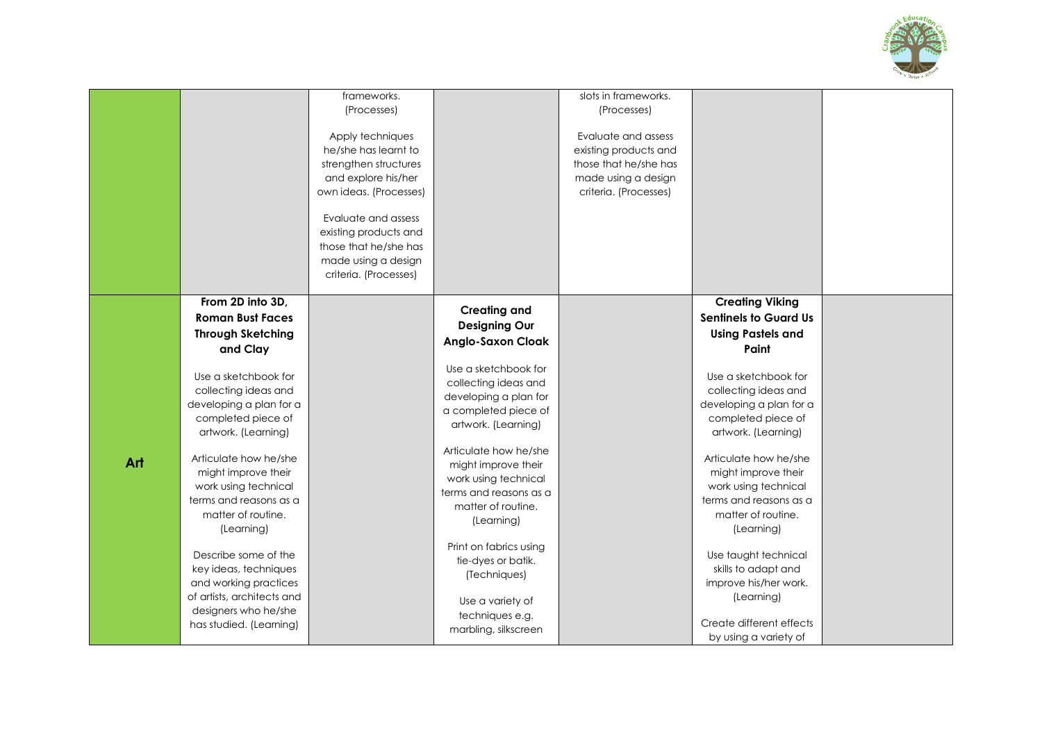| | | | | | | |
|---|---|---|---|---|---|---|
| | | frameworks. (Processes)<br><br>Apply techniques he/she has learnt to strengthen structures and explore his/her own ideas. (Processes)<br><br>Evaluate and assess existing products and those that he/she has made using a design criteria. (Processes) | | slots in frameworks. (Processes)<br><br>Evaluate and assess existing products and those that he/she has made using a design criteria. (Processes) | | |
| **Art** | **From 2D into 3D, Roman Bust Faces Through Sketching and Clay**<br><br>Use a sketchbook for collecting ideas and developing a plan for a completed piece of artwork. (Learning)<br><br>Articulate how he/she might improve their work using technical terms and reasons as a matter of routine. (Learning)<br><br>Describe some of the key ideas, techniques and working practices of artists, architects and designers who he/she has studied. (Learning) | | **Creating and Designing Our Anglo-Saxon Cloak**<br><br>Use a sketchbook for collecting ideas and developing a plan for a completed piece of artwork. (Learning)<br><br>Articulate how he/she might improve their work using technical terms and reasons as a matter of routine. (Learning)<br><br>Print on fabrics using tie-dyes or batik. (Techniques)<br><br>Use a variety of techniques e.g. marbling, silkscreen | | **Creating Viking Sentinels to Guard Us Using Pastels and Paint**<br><br>Use a sketchbook for collecting ideas and developing a plan for a completed piece of artwork. (Learning)<br><br>Articulate how he/she might improve their work using technical terms and reasons as a matter of routine. (Learning)<br><br>Use taught technical skills to adapt and improve his/her work. (Learning)<br><br>Create different effects by using a variety of | |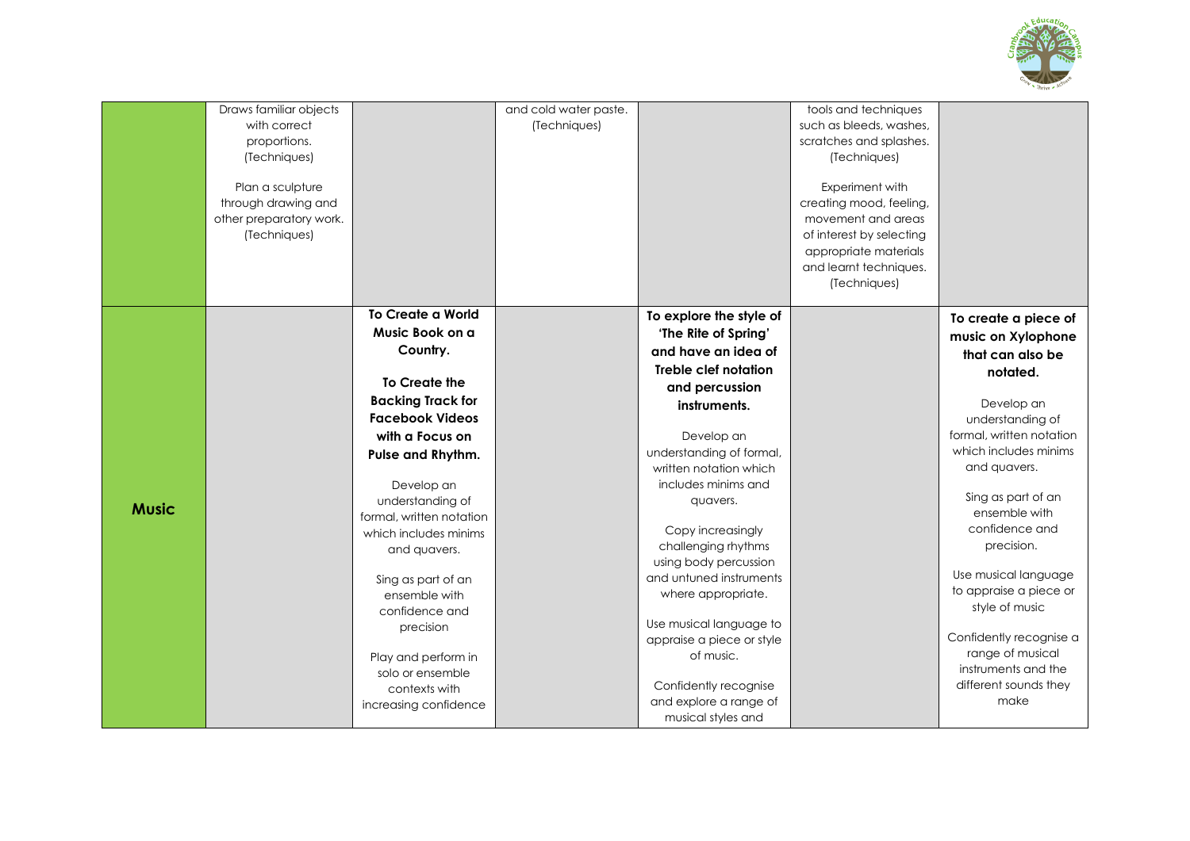| | | | | | | | |
|---|---|---|---|---|---|---|---|
| | Draws familiar objects with correct proportions. (Techniques)<br><br>Plan a sculpture through drawing and other preparatory work. (Techniques) | | and cold water paste. (Techniques) | | tools and techniques such as bleeds, washes, scratches and splashes. (Techniques)<br><br>Experiment with creating mood, feeling, movement and areas of interest by selecting appropriate materials and learnt techniques. (Techniques) | |
| **Music** | | **To Create a World Music Book on a Country.**<br><br>**To Create the Backing Track for Facebook Videos with a Focus on Pulse and Rhythm.**<br><br>Develop an understanding of formal, written notation which includes minims and quavers.<br><br>Sing as part of an ensemble with confidence and precision<br><br>Play and perform in solo or ensemble contexts with increasing confidence | | **To explore the style of 'The Rite of Spring' and have an idea of Treble clef notation and percussion instruments.**<br><br>Develop an understanding of formal, written notation which includes minims and quavers.<br><br>Copy increasingly challenging rhythms using body percussion and untuned instruments where appropriate.<br><br>Use musical language to appraise a piece or style of music.<br><br>Confidently recognise and explore a range of musical styles and | | **To create a piece of music on Xylophone that can also be notated.**<br><br>Develop an understanding of formal, written notation which includes minims and quavers.<br><br>Sing as part of an ensemble with confidence and precision.<br><br>Use musical language to appraise a piece or style of music<br><br>Confidently recognise a range of musical instruments and the different sounds they make |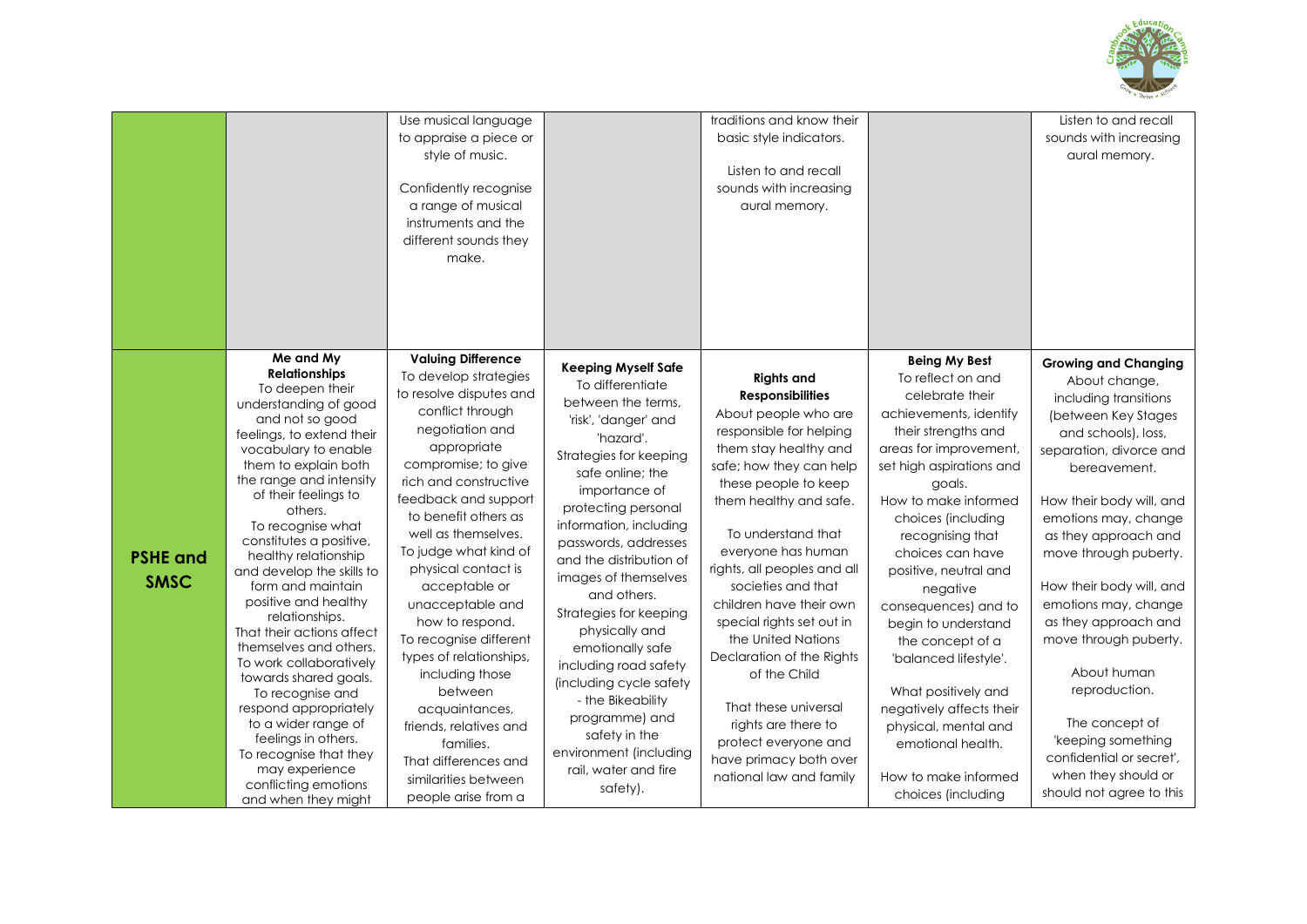| | | | | | | |
|---|---|---|---|---|---|---|
| | | Use musical language to appraise a piece or style of music.<br><br>Confidently recognise a range of musical instruments and the different sounds they make. | | traditions and know their basic style indicators.<br><br>Listen to and recall sounds with increasing aural memory. | | Listen to and recall sounds with increasing aural memory. |
| **PSHE and SMSC** | **Me and My Relationships**<br>To deepen their understanding of good and not so good feelings, to extend their vocabulary to enable them to explain both the range and intensity of their feelings to others.<br>To recognise what constitutes a positive, healthy relationship and develop the skills to form and maintain positive and healthy relationships.<br>That their actions affect themselves and others.<br>To work collaboratively towards shared goals.<br>To recognise and respond appropriately to a wider range of feelings in others.<br>To recognise that they may experience conflicting emotions and when they might | **Valuing Difference**<br>To develop strategies to resolve disputes and conflict through negotiation and appropriate compromise; to give rich and constructive feedback and support to benefit others as well as themselves.<br>To judge what kind of physical contact is acceptable or unacceptable and how to respond.<br>To recognise different types of relationships, including those between acquaintances, friends, relatives and families.<br>That differences and similarities between people arise from a | **Keeping Myself Safe**<br>To differentiate between the terms, 'risk', 'danger' and 'hazard'.<br>Strategies for keeping safe online; the importance of protecting personal information, including passwords, addresses and the distribution of images of themselves and others.<br>Strategies for keeping physically and emotionally safe including road safety (including cycle safety - the Bikeability programme) and safety in the environment (including rail, water and fire safety). | **Rights and Responsibilities**<br>About people who are responsible for helping them stay healthy and safe; how they can help these people to keep them healthy and safe.<br><br>To understand that everyone has human rights, all peoples and all societies and that children have their own special rights set out in the United Nations Declaration of the Rights of the Child<br><br>That these universal rights are there to protect everyone and have primacy both over national law and family | **Being My Best**<br>To reflect on and celebrate their achievements, identify their strengths and areas for improvement, set high aspirations and goals.<br>How to make informed choices (including recognising that choices can have positive, neutral and negative consequences) and to begin to understand the concept of a 'balanced lifestyle'.<br><br>What positively and negatively affects their physical, mental and emotional health.<br><br>How to make informed choices (including | **Growing and Changing**<br>About change, including transitions (between Key Stages and schools), loss, separation, divorce and bereavement.<br><br>How their body will, and emotions may, change as they approach and move through puberty.<br><br>How their body will, and emotions may, change as they approach and move through puberty.<br><br>About human reproduction.<br><br>The concept of 'keeping something confidential or secret', when they should or should not agree to this |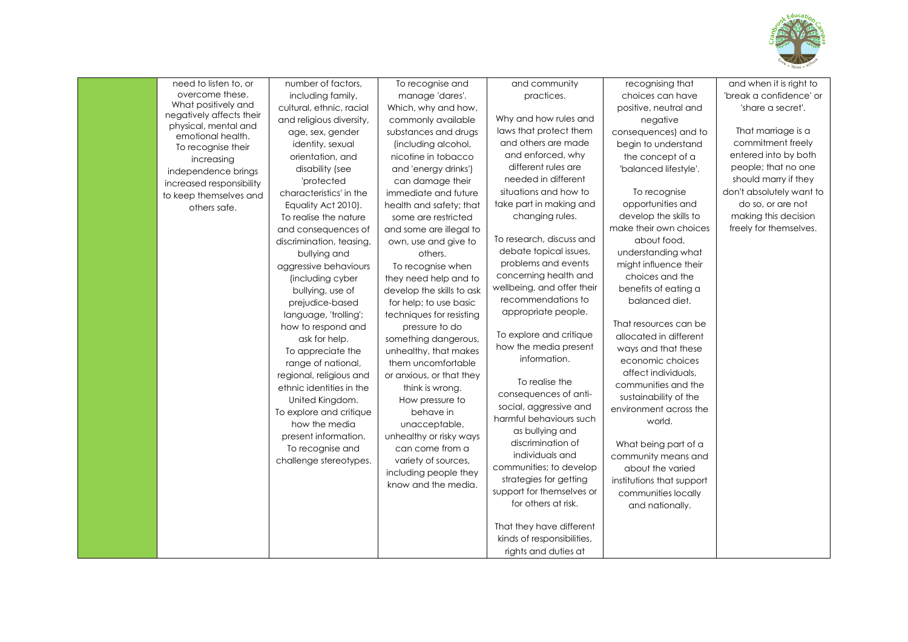| | | | | | | |
|---|---|---|---|---|---|---|
| | need to listen to, or overcome these. What positively and negatively affects their physical, mental and emotional health. To recognise their increasing independence brings increased responsibility to keep themselves and others safe. | number of factors, including family, cultural, ethnic, racial and religious diversity, age, sex, gender identity, sexual orientation, and disability (see 'protected characteristics' in the Equality Act 2010). To realise the nature and consequences of discrimination, teasing, bullying and aggressive behaviours (including cyber bullying, use of prejudice-based language, 'trolling'; how to respond and ask for help. To appreciate the range of national, regional, religious and ethnic identities in the United Kingdom. To explore and critique how the media present information. To recognise and challenge stereotypes. | To recognise and manage 'dares'. Which, why and how, commonly available substances and drugs (including alcohol, nicotine in tobacco and 'energy drinks') can damage their immediate and future health and safety; that some are restricted and some are illegal to own, use and give to others. To recognise when they need help and to develop the skills to ask for help; to use basic techniques for resisting pressure to do something dangerous, unhealthy, that makes them uncomfortable or anxious, or that they think is wrong. How pressure to behave in unacceptable, unhealthy or risky ways can come from a variety of sources, including people they know and the media. | and community practices.<br><br>Why and how rules and laws that protect them and others are made and enforced, why different rules are needed in different situations and how to take part in making and changing rules.<br><br>To research, discuss and debate topical issues, problems and events concerning health and wellbeing, and offer their recommendations to appropriate people.<br><br>To explore and critique how the media present information.<br><br>To realise the consequences of anti-social, aggressive and harmful behaviours such as bullying and discrimination of individuals and communities; to develop strategies for getting support for themselves or for others at risk.<br><br>That they have different kinds of responsibilities, rights and duties at | recognising that choices can have positive, neutral and negative consequences) and to begin to understand the concept of a 'balanced lifestyle'.<br><br>To recognise opportunities and develop the skills to make their own choices about food, understanding what might influence their choices and the benefits of eating a balanced diet.<br><br>That resources can be allocated in different ways and that these economic choices affect individuals, communities and the sustainability of the environment across the world.<br><br>What being part of a community means and about the varied institutions that support communities locally and nationally. | and when it is right to 'break a confidence' or 'share a secret'.<br><br>That marriage is a commitment freely entered into by both people; that no one should marry if they don't absolutely want to do so, or are not making this decision freely for themselves. |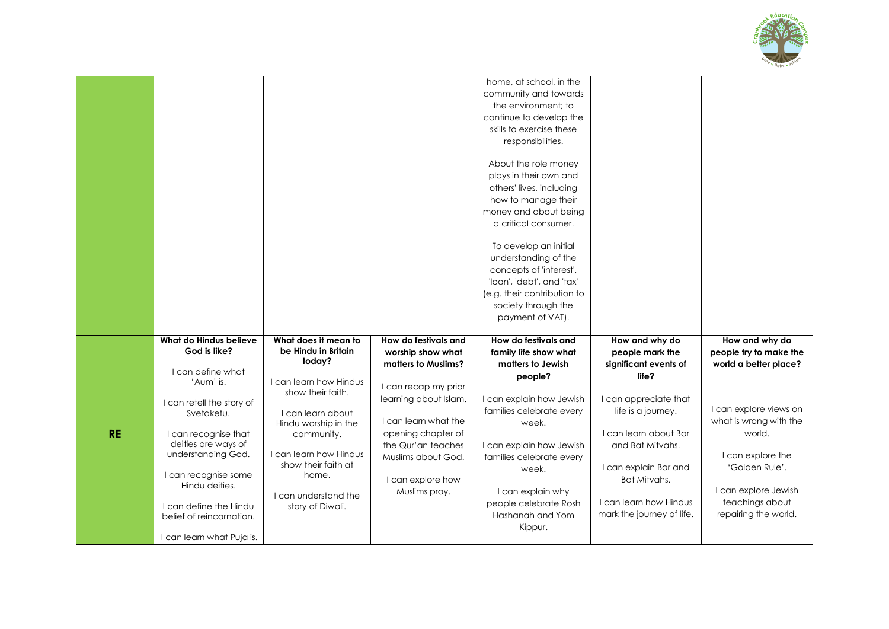| | | | | | | |
|---|---|---|---|---|---|---|
| | | | | home, at school, in the community and towards the environment; to continue to develop the skills to exercise these responsibilities.<br><br>About the role money plays in their own and others' lives, including how to manage their money and about being a critical consumer.<br><br>To develop an initial understanding of the concepts of 'interest', 'loan', 'debt', and 'tax' (e.g. their contribution to society through the payment of VAT). | | |
| **RE** | **What do Hindus believe God is like?**<br><br>I can define what 'Aum' is.<br><br>I can retell the story of Svetaketu.<br><br>I can recognise that deities are ways of understanding God.<br><br>I can recognise some Hindu deities.<br><br>I can define the Hindu belief of reincarnation.<br><br>I can learn what Puja is. | **What does it mean to be Hindu in Britain today?**<br><br>I can learn how Hindus show their faith.<br><br>I can learn about Hindu worship in the community.<br><br>I can learn how Hindus show their faith at home.<br><br>I can understand the story of Diwali. | **How do festivals and worship show what matters to Muslims?**<br><br>I can recap my prior learning about Islam.<br><br>I can learn what the opening chapter of the Qur'an teaches Muslims about God.<br><br>I can explore how Muslims pray. | **How do festivals and family life show what matters to Jewish people?**<br><br>I can explain how Jewish families celebrate every week.<br><br>I can explain how Jewish families celebrate every week.<br><br>I can explain why people celebrate Rosh Hashanah and Yom Kippur. | **How and why do people mark the significant events of life?**<br><br>I can appreciate that life is a journey.<br><br>I can learn about Bar and Bat Mitvahs.<br><br>I can explain Bar and Bat Mitvahs.<br><br>I can learn how Hindus mark the journey of life. | **How and why do people try to make the world a better place?**<br><br>I can explore views on what is wrong with the world.<br><br>I can explore the 'Golden Rule'.<br><br>I can explore Jewish teachings about repairing the world. |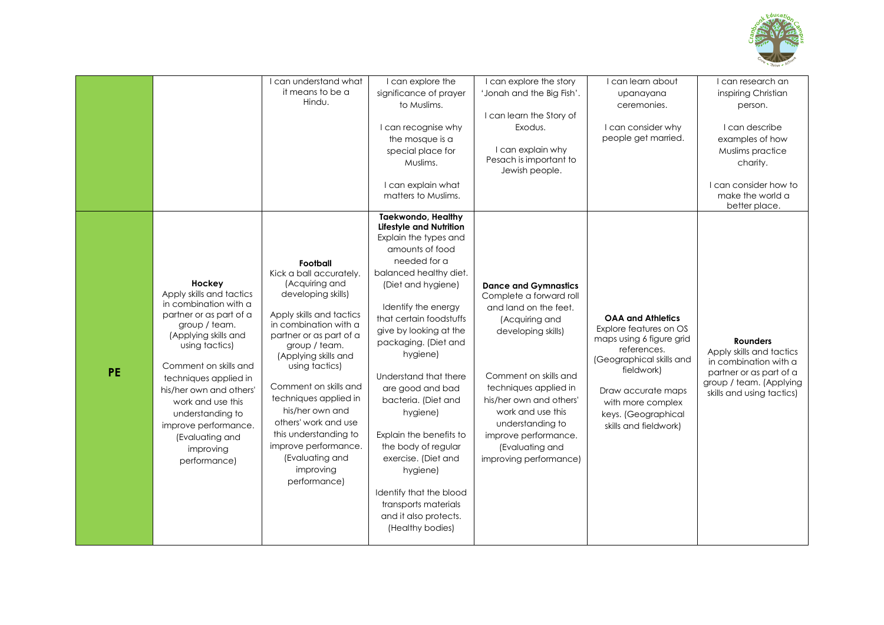| | | | | | | |
|---|---|---|---|---|---|---|
| | | I can understand what it means to be a Hindu. | I can explore the significance of prayer to Muslims.<br><br>I can recognise why the mosque is a special place for Muslims.<br><br>I can explain what matters to Muslims. | I can explore the story 'Jonah and the Big Fish'.<br><br>I can learn the Story of Exodus.<br><br>I can explain why Pesach is important to Jewish people. | I can learn about upanayana ceremonies.<br><br>I can consider why people get married. | I can research an inspiring Christian person.<br><br>I can describe examples of how Muslims practice charity.<br><br>I can consider how to make the world a better place. |
| **PE** | **Hockey**<br>Apply skills and tactics in combination with a partner or as part of a group / team. (Applying skills and using tactics)<br><br>Comment on skills and techniques applied in his/her own and others' work and use this understanding to improve performance. (Evaluating and improving performance) | **Football**<br>Kick a ball accurately. (Acquiring and developing skills)<br><br>Apply skills and tactics in combination with a partner or as part of a group / team. (Applying skills and using tactics)<br><br>Comment on skills and techniques applied in his/her own and others' work and use this understanding to improve performance. (Evaluating and improving performance) | **Taekwondo, Healthy Lifestyle and Nutrition**<br>Explain the types and amounts of food needed for a balanced healthy diet. (Diet and hygiene)<br><br>Identify the energy that certain foodstuffs give by looking at the packaging. (Diet and hygiene)<br><br>Understand that there are good and bad bacteria. (Diet and hygiene)<br><br>Explain the benefits to the body of regular exercise. (Diet and hygiene)<br><br>Identify that the blood transports materials and it also protects. (Healthy bodies) | **Dance and Gymnastics**<br>Complete a forward roll and land on the feet. (Acquiring and developing skills)<br><br>Comment on skills and techniques applied in his/her own and others' work and use this understanding to improve performance. (Evaluating and improving performance) | **OAA and Athletics**<br>Explore features on OS maps using 6 figure grid references. (Geographical skills and fieldwork)<br><br>Draw accurate maps with more complex keys. (Geographical skills and fieldwork) | **Rounders**<br>Apply skills and tactics in combination with a partner or as part of a group / team. (Applying skills and using tactics) |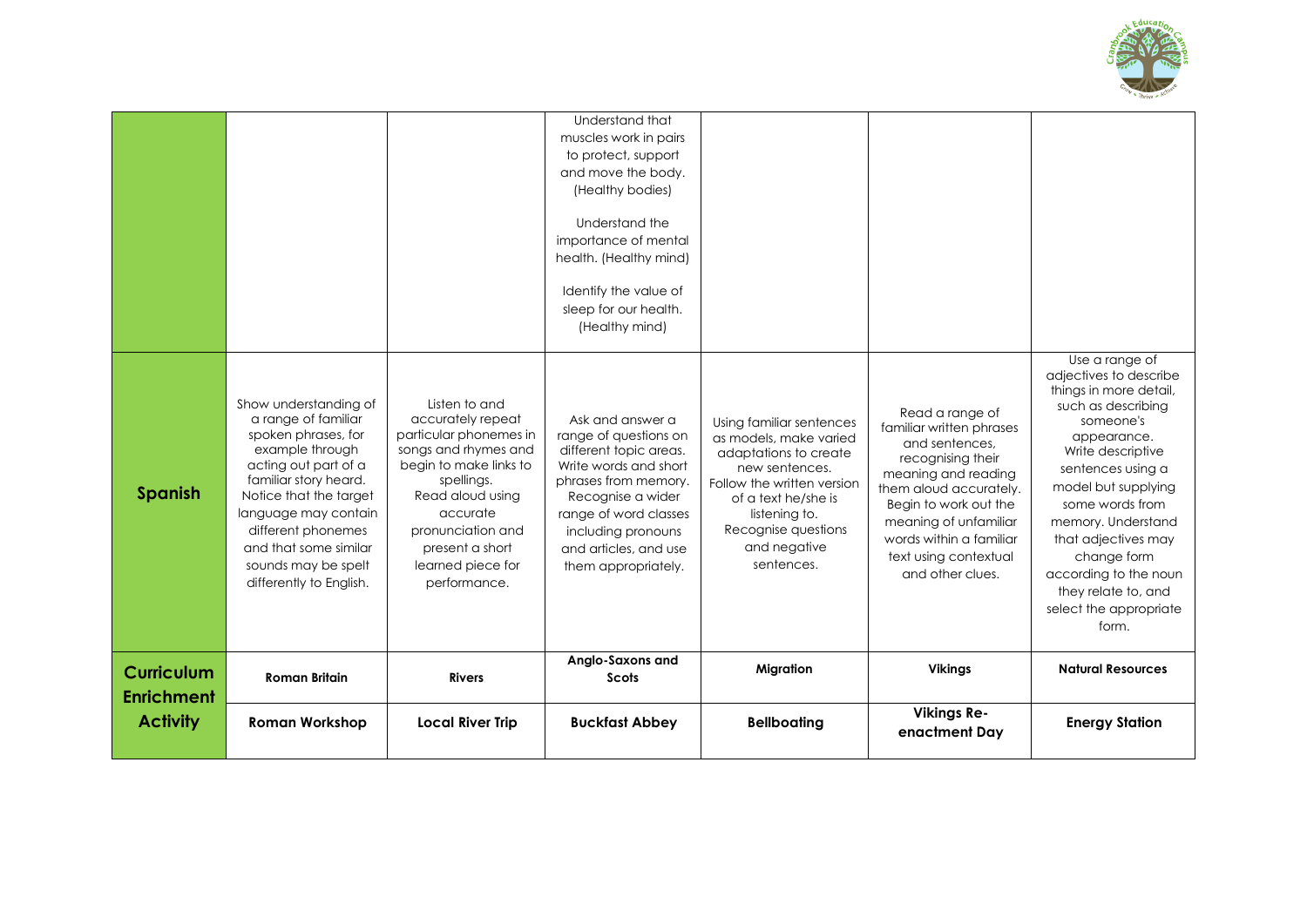| | | | | | | |
|---|---|---|---|---|---|---|
| | | | Understand that muscles work in pairs to protect, support and move the body. (Healthy bodies)<br><br>Understand the importance of mental health. (Healthy mind)<br><br>Identify the value of sleep for our health. (Healthy mind) | | | |
| **Spanish** | Show understanding of a range of familiar spoken phrases, for example through acting out part of a familiar story heard. Notice that the target language may contain different phonemes and that some similar sounds may be spelt differently to English. | Listen to and accurately repeat particular phonemes in songs and rhymes and begin to make links to spellings. Read aloud using accurate pronunciation and present a short learned piece for performance. | Ask and answer a range of questions on different topic areas. Write words and short phrases from memory. Recognise a wider range of word classes including pronouns and articles, and use them appropriately. | Using familiar sentences as models, make varied adaptations to create new sentences. Follow the written version of a text he/she is listening to. Recognise questions and negative sentences. | Read a range of familiar written phrases and sentences, recognising their meaning and reading them aloud accurately. Begin to work out the meaning of unfamiliar words within a familiar text using contextual and other clues. | Use a range of adjectives to describe things in more detail, such as describing someone's appearance. Write descriptive sentences using a model but supplying some words from memory. Understand that adjectives may change form according to the noun they relate to, and select the appropriate form. |
| **Curriculum Enrichment Activity** | **Roman Britain** | **Rivers** | **Anglo-Saxons and Scots** | **Migration** | **Vikings** | **Natural Resources** |
| | **Roman Workshop** | **Local River Trip** | **Buckfast Abbey** | **Bellboating** | **Vikings Re-enactment Day** | **Energy Station** |